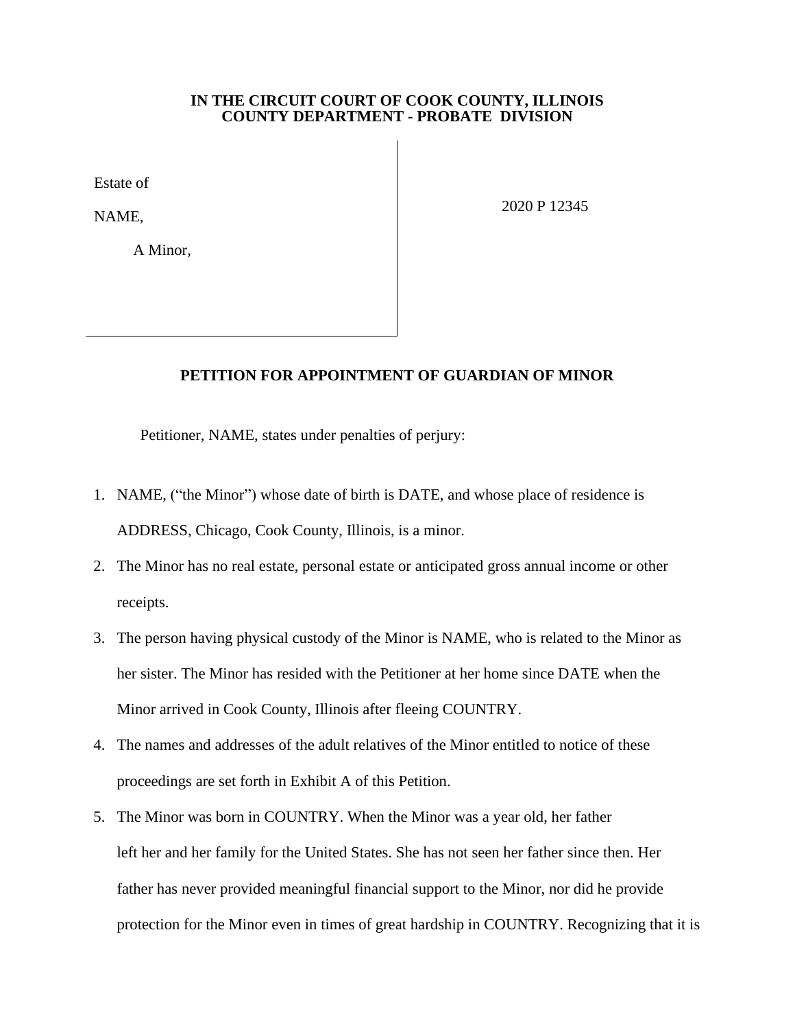**IN THE CIRCUIT COURT OF COOK COUNTY, ILLINOIS**
**COUNTY DEPARTMENT - PROBATE DIVISION**

| | |
|---|---|
| Estate of<br><br>NAME,<br><br>A Minor, | 2020 P 12345 |

## PETITION FOR APPOINTMENT OF GUARDIAN OF MINOR

Petitioner, NAME, states under penalties of perjury:

1. NAME, ("the Minor") whose date of birth is DATE, and whose place of residence is ADDRESS, Chicago, Cook County, Illinois, is a minor.
2. The Minor has no real estate, personal estate or anticipated gross annual income or other receipts.
3. The person having physical custody of the Minor is NAME, who is related to the Minor as her sister. The Minor has resided with the Petitioner at her home since DATE when the Minor arrived in Cook County, Illinois after fleeing COUNTRY.
4. The names and addresses of the adult relatives of the Minor entitled to notice of these proceedings are set forth in Exhibit A of this Petition.
5. The Minor was born in COUNTRY. When the Minor was a year old, her father left her and her family for the United States. She has not seen her father since then. Her father has never provided meaningful financial support to the Minor, nor did he provide protection for the Minor even in times of great hardship in COUNTRY. Recognizing that it is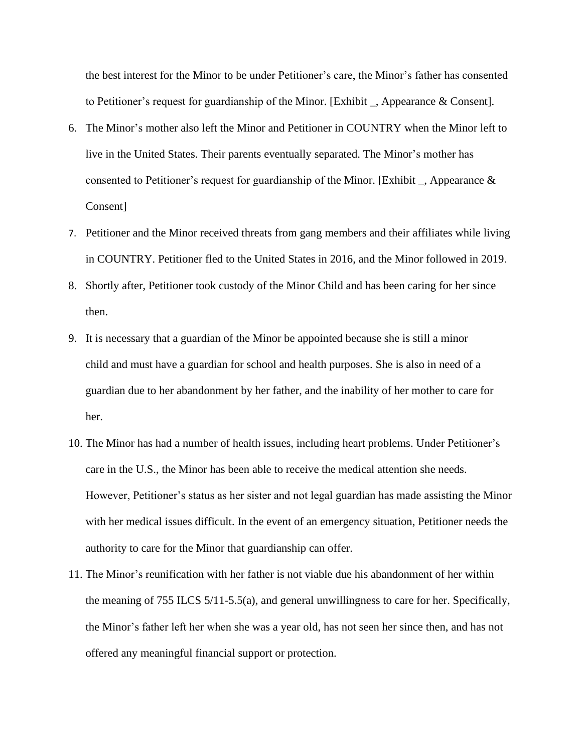the best interest for the Minor to be under Petitioner's care, the Minor's father has consented to Petitioner's request for guardianship of the Minor. [Exhibit _, Appearance & Consent].

6. The Minor's mother also left the Minor and Petitioner in COUNTRY when the Minor left to live in the United States. Their parents eventually separated. The Minor's mother has consented to Petitioner's request for guardianship of the Minor. [Exhibit _, Appearance & Consent]
7. Petitioner and the Minor received threats from gang members and their affiliates while living in COUNTRY. Petitioner fled to the United States in 2016, and the Minor followed in 2019.
8. Shortly after, Petitioner took custody of the Minor Child and has been caring for her since then.
9. It is necessary that a guardian of the Minor be appointed because she is still a minor child and must have a guardian for school and health purposes. She is also in need of a guardian due to her abandonment by her father, and the inability of her mother to care for her.
10. The Minor has had a number of health issues, including heart problems. Under Petitioner's care in the U.S., the Minor has been able to receive the medical attention she needs. However, Petitioner's status as her sister and not legal guardian has made assisting the Minor with her medical issues difficult. In the event of an emergency situation, Petitioner needs the authority to care for the Minor that guardianship can offer.
11. The Minor's reunification with her father is not viable due his abandonment of her within the meaning of 755 ILCS 5/11-5.5(a), and general unwillingness to care for her. Specifically, the Minor's father left her when she was a year old, has not seen her since then, and has not offered any meaningful financial support or protection.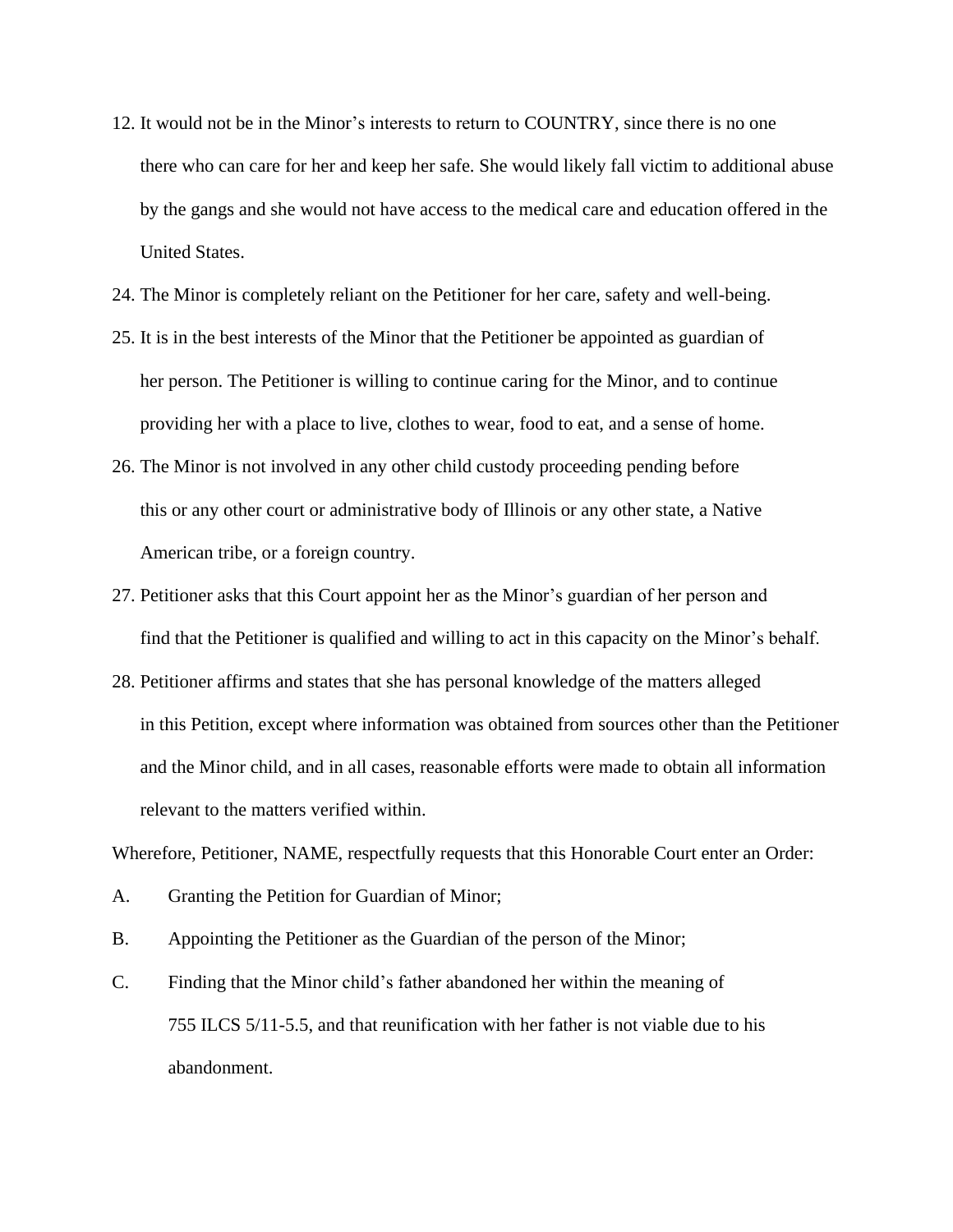12. It would not be in the Minor's interests to return to COUNTRY, since there is no one there who can care for her and keep her safe. She would likely fall victim to additional abuse by the gangs and she would not have access to the medical care and education offered in the United States.

24. The Minor is completely reliant on the Petitioner for her care, safety and well-being.

25. It is in the best interests of the Minor that the Petitioner be appointed as guardian of her person. The Petitioner is willing to continue caring for the Minor, and to continue providing her with a place to live, clothes to wear, food to eat, and a sense of home.

26. The Minor is not involved in any other child custody proceeding pending before this or any other court or administrative body of Illinois or any other state, a Native American tribe, or a foreign country.

27. Petitioner asks that this Court appoint her as the Minor's guardian of her person and find that the Petitioner is qualified and willing to act in this capacity on the Minor's behalf.

28. Petitioner affirms and states that she has personal knowledge of the matters alleged in this Petition, except where information was obtained from sources other than the Petitioner and the Minor child, and in all cases, reasonable efforts were made to obtain all information relevant to the matters verified within.

Wherefore, Petitioner, NAME, respectfully requests that this Honorable Court enter an Order:

A. Granting the Petition for Guardian of Minor;

B. Appointing the Petitioner as the Guardian of the person of the Minor;

C. Finding that the Minor child's father abandoned her within the meaning of 755 ILCS 5/11-5.5, and that reunification with her father is not viable due to his abandonment.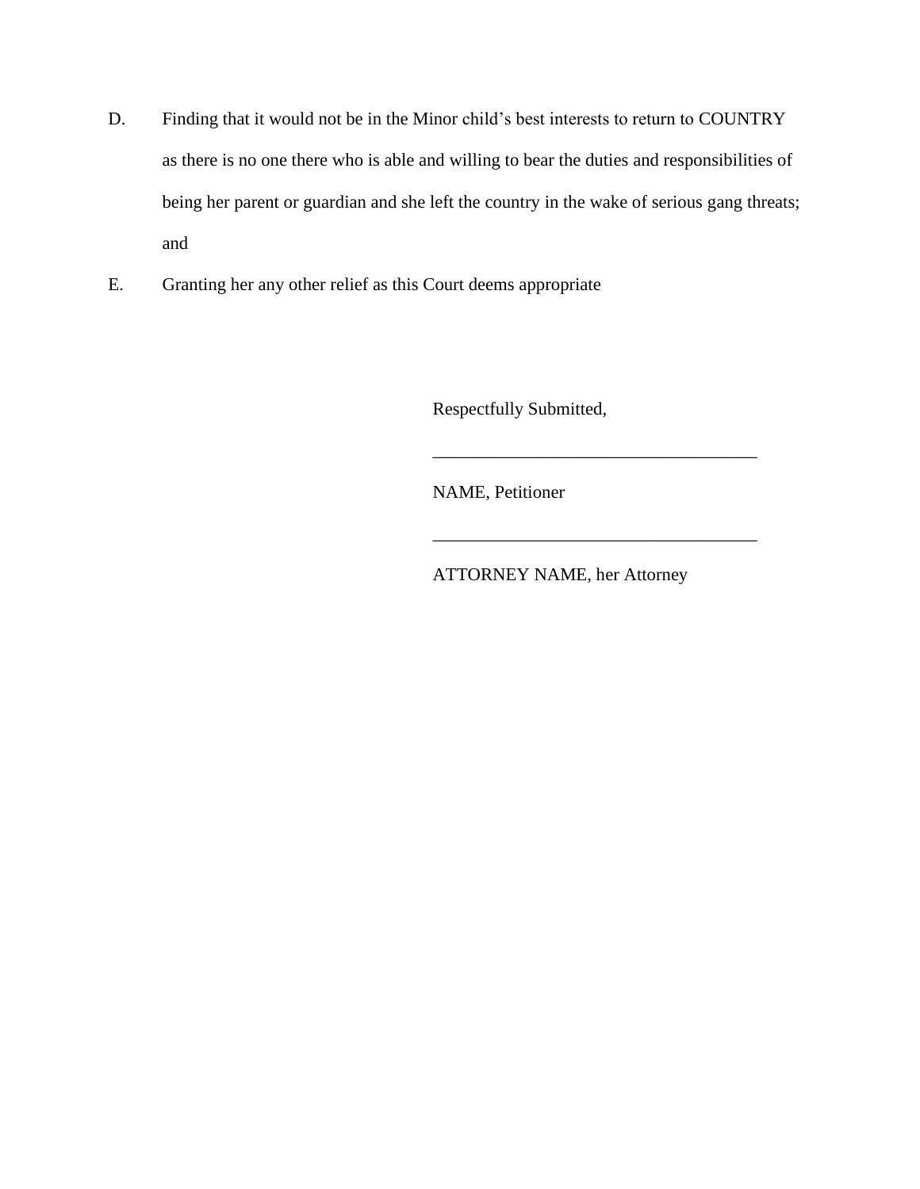D. Finding that it would not be in the Minor child's best interests to return to COUNTRY as there is no one there who is able and willing to bear the duties and responsibilities of being her parent or guardian and she left the country in the wake of serious gang threats; and

E. Granting her any other relief as this Court deems appropriate

Respectfully Submitted,

____________________________________

NAME, Petitioner

____________________________________

ATTORNEY NAME, her Attorney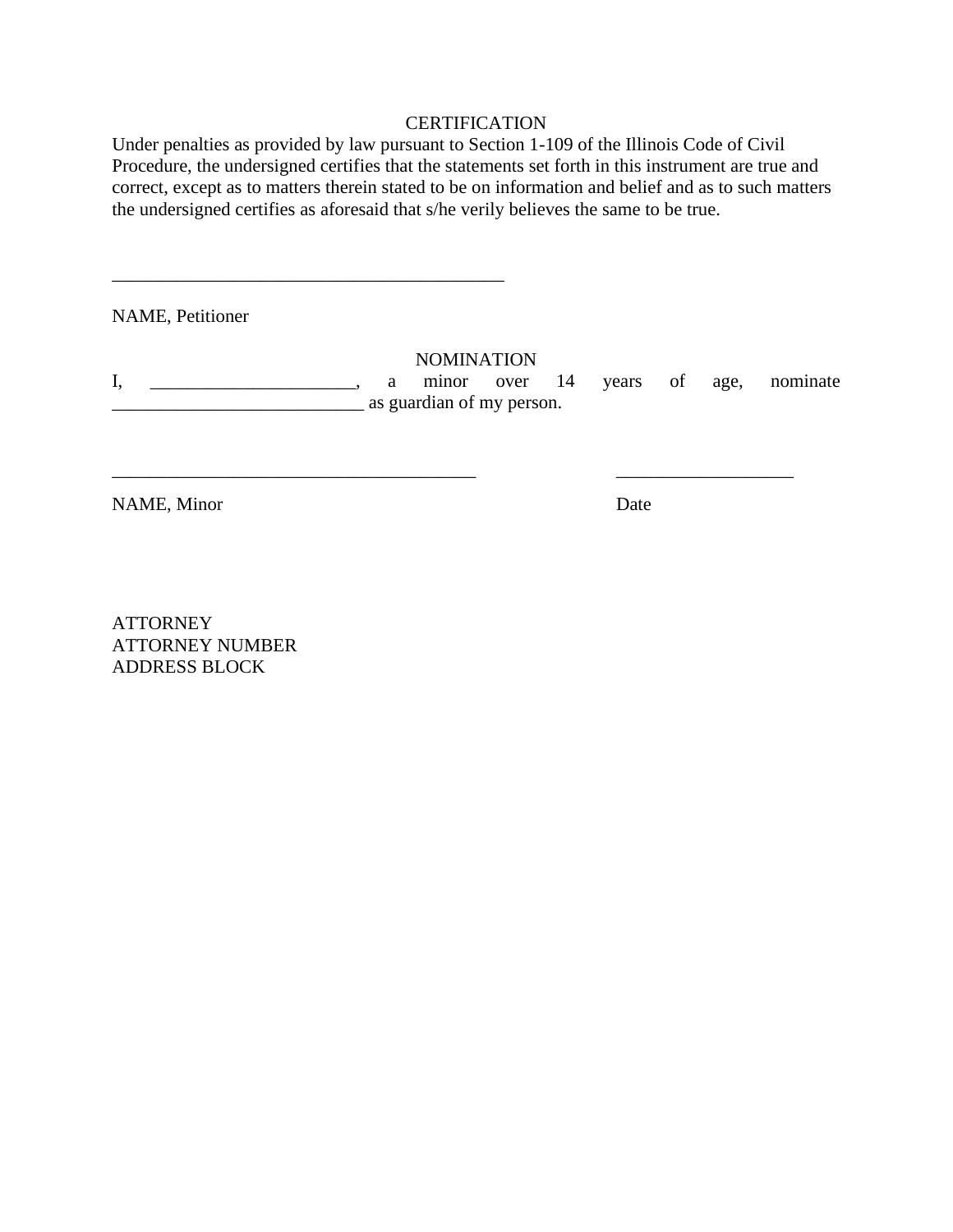## CERTIFICATION

Under penalties as provided by law pursuant to Section 1-109 of the Illinois Code of Civil Procedure, the undersigned certifies that the statements set forth in this instrument are true and correct, except as to matters therein stated to be on information and belief and as to such matters the undersigned certifies as aforesaid that s/he verily believes the same to be true.

___________________________________________

NAME, Petitioner

## NOMINATION

I, ______________________, a minor over 14 years of age, nominate ___________________________ as guardian of my person.

________________________________________ ___________________

NAME, Minor Date

ATTORNEY
ATTORNEY NUMBER
ADDRESS BLOCK